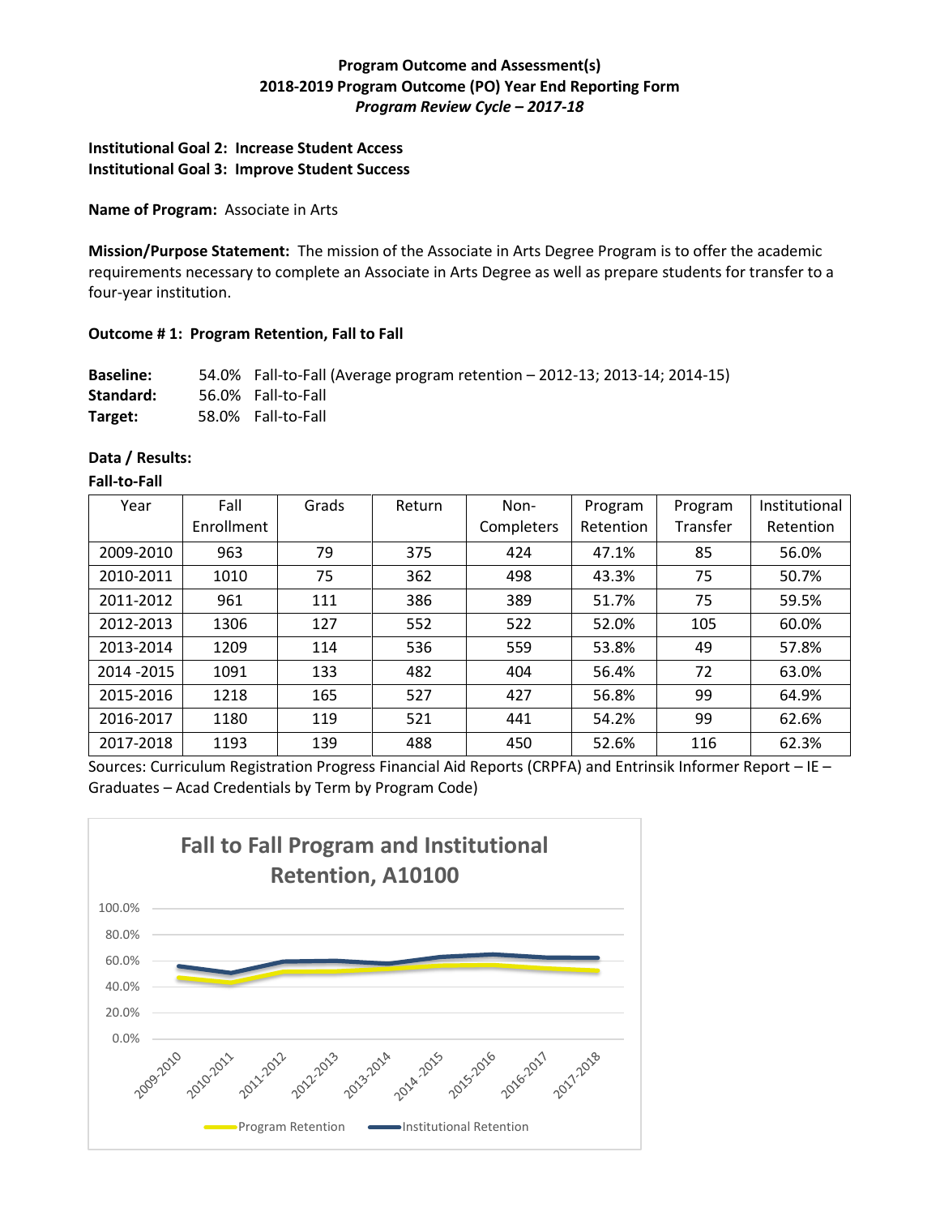**Program Outcome and Assessment(s)**
**2018-2019 Program Outcome (PO) Year End Reporting Form**
***Program Review Cycle – 2017-18***

**Institutional Goal 2: Increase Student Access**
**Institutional Goal 3: Improve Student Success**

**Name of Program:** Associate in Arts

**Mission/Purpose Statement:** The mission of the Associate in Arts Degree Program is to offer the academic requirements necessary to complete an Associate in Arts Degree as well as prepare students for transfer to a four-year institution.

**Outcome # 1: Program Retention, Fall to Fall**

**Baseline:** 54.0% Fall-to-Fall (Average program retention – 2012-13; 2013-14; 2014-15)
**Standard:** 56.0% Fall-to-Fall
**Target:** 58.0% Fall-to-Fall

**Data / Results:**

**Fall-to-Fall**

| Year | Fall Enrollment | Grads | Return | Non-Completers | Program Retention | Program Transfer | Institutional Retention |
|---|---|---|---|---|---|---|---|
| 2009-2010 | 963 | 79 | 375 | 424 | 47.1% | 85 | 56.0% |
| 2010-2011 | 1010 | 75 | 362 | 498 | 43.3% | 75 | 50.7% |
| 2011-2012 | 961 | 111 | 386 | 389 | 51.7% | 75 | 59.5% |
| 2012-2013 | 1306 | 127 | 552 | 522 | 52.0% | 105 | 60.0% |
| 2013-2014 | 1209 | 114 | 536 | 559 | 53.8% | 49 | 57.8% |
| 2014 -2015 | 1091 | 133 | 482 | 404 | 56.4% | 72 | 63.0% |
| 2015-2016 | 1218 | 165 | 527 | 427 | 56.8% | 99 | 64.9% |
| 2016-2017 | 1180 | 119 | 521 | 441 | 54.2% | 99 | 62.6% |
| 2017-2018 | 1193 | 139 | 488 | 450 | 52.6% | 116 | 62.3% |

Sources: Curriculum Registration Progress Financial Aid Reports (CRPFA) and Entrinsik Informer Report – IE – Graduates – Acad Credentials by Term by Program Code)

**Fall to Fall Program and Institutional Retention, A10100**

| Year | Program Retention | Institutional Retention |
|---|---|---|
| 2009-2010 | 47.1% | 56.0% |
| 2010-2011 | 43.3% | 50.7% |
| 2011-2012 | 51.7% | 59.5% |
| 2012-2013 | 52.0% | 60.0% |
| 2013-2014 | 53.8% | 57.8% |
| 2014-2015 | 56.4% | 63.0% |
| 2015-2016 | 56.8% | 64.9% |
| 2016-2017 | 54.2% | 62.6% |
| 2017-2018 | 52.6% | 62.3% |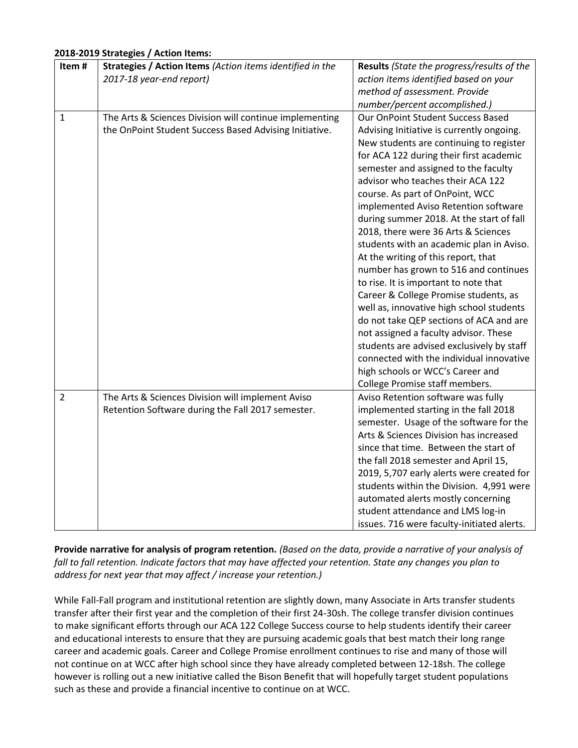**2018-2019 Strategies / Action Items:**

| Item # | Strategies / Action Items *(Action items identified in the 2017-18 year-end report)* | Results *(State the progress/results of the action items identified based on your method of assessment. Provide number/percent accomplished.)* |
|---|---|---|
| 1 | The Arts & Sciences Division will continue implementing the OnPoint Student Success Based Advising Initiative. | Our OnPoint Student Success Based Advising Initiative is currently ongoing. New students are continuing to register for ACA 122 during their first academic semester and assigned to the faculty advisor who teaches their ACA 122 course. As part of OnPoint, WCC implemented Aviso Retention software during summer 2018. At the start of fall 2018, there were 36 Arts & Sciences students with an academic plan in Aviso. At the writing of this report, that number has grown to 516 and continues to rise. It is important to note that Career & College Promise students, as well as, innovative high school students do not take QEP sections of ACA and are not assigned a faculty advisor. These students are advised exclusively by staff connected with the individual innovative high schools or WCC's Career and College Promise staff members. |
| 2 | The Arts & Sciences Division will implement Aviso Retention Software during the Fall 2017 semester. | Aviso Retention software was fully implemented starting in the fall 2018 semester. Usage of the software for the Arts & Sciences Division has increased since that time. Between the start of the fall 2018 semester and April 15, 2019, 5,707 early alerts were created for students within the Division. 4,991 were automated alerts mostly concerning student attendance and LMS log-in issues. 716 were faculty-initiated alerts. |

**Provide narrative for analysis of program retention.** *(Based on the data, provide a narrative of your analysis of fall to fall retention. Indicate factors that may have affected your retention. State any changes you plan to address for next year that may affect / increase your retention.)*

While Fall-Fall program and institutional retention are slightly down, many Associate in Arts transfer students transfer after their first year and the completion of their first 24-30sh. The college transfer division continues to make significant efforts through our ACA 122 College Success course to help students identify their career and educational interests to ensure that they are pursuing academic goals that best match their long range career and academic goals. Career and College Promise enrollment continues to rise and many of those will not continue on at WCC after high school since they have already completed between 12-18sh. The college however is rolling out a new initiative called the Bison Benefit that will hopefully target student populations such as these and provide a financial incentive to continue on at WCC.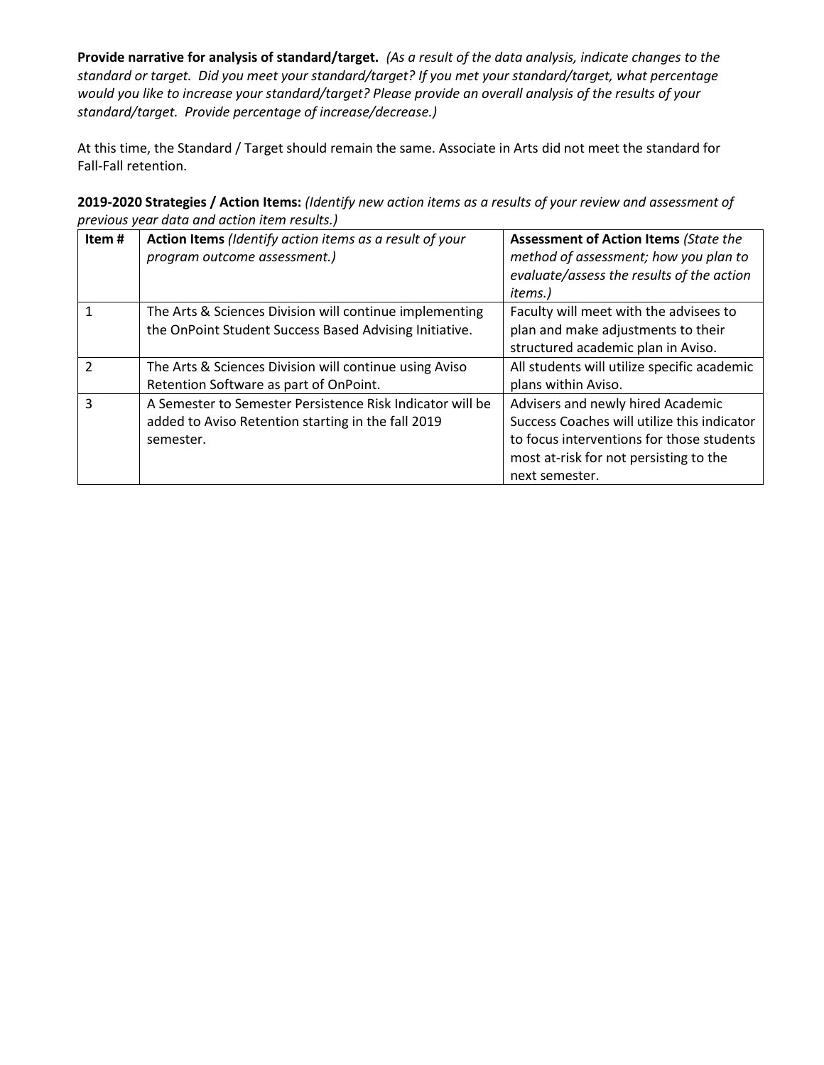**Provide narrative for analysis of standard/target.** *(As a result of the data analysis, indicate changes to the standard or target. Did you meet your standard/target? If you met your standard/target, what percentage would you like to increase your standard/target? Please provide an overall analysis of the results of your standard/target. Provide percentage of increase/decrease.)*

At this time, the Standard / Target should remain the same. Associate in Arts did not meet the standard for Fall-Fall retention.

**2019-2020 Strategies / Action Items:** *(Identify new action items as a results of your review and assessment of previous year data and action item results.)*

| **Item #** | **Action Items** *(Identify action items as a result of your program outcome assessment.)* | **Assessment of Action Items** *(State the method of assessment; how you plan to evaluate/assess the results of the action items.)* |
|---|---|---|
| 1 | The Arts & Sciences Division will continue implementing the OnPoint Student Success Based Advising Initiative. | Faculty will meet with the advisees to plan and make adjustments to their structured academic plan in Aviso. |
| 2 | The Arts & Sciences Division will continue using Aviso Retention Software as part of OnPoint. | All students will utilize specific academic plans within Aviso. |
| 3 | A Semester to Semester Persistence Risk Indicator will be added to Aviso Retention starting in the fall 2019 semester. | Advisers and newly hired Academic Success Coaches will utilize this indicator to focus interventions for those students most at-risk for not persisting to the next semester. |